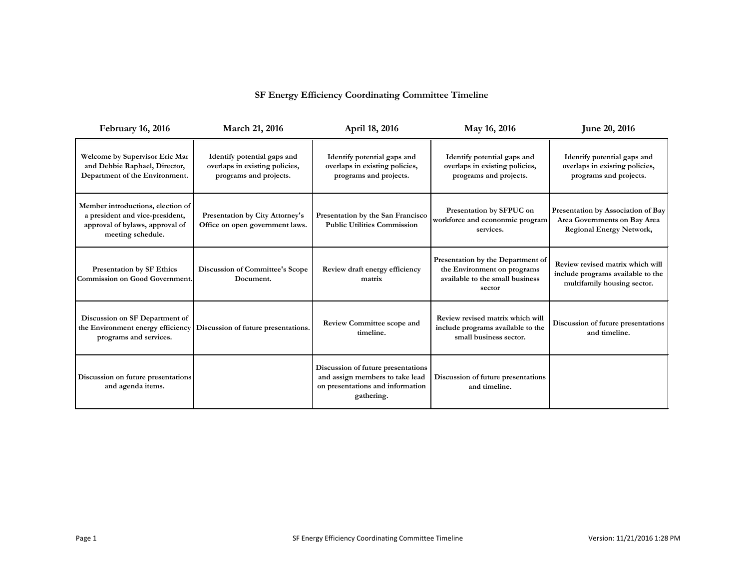# SF Energy Efficiency Coordinating Committee Timeline

| February 16, 2016 | March 21, 2016 | April 18, 2016 | May 16, 2016 | June 20, 2016 |
|---|---|---|---|---|
| **Welcome by Supervisor Eric Mar and Debbie Raphael, Director, Department of the Environment.** | **Identify potential gaps and overlaps in existing policies, programs and projects.** | **Identify potential gaps and overlaps in existing policies, programs and projects.** | **Identify potential gaps and overlaps in existing policies, programs and projects.** | **Identify potential gaps and overlaps in existing policies, programs and projects.** |
| **Member introductions, election of a president and vice-president, approval of bylaws, approval of meeting schedule.** | **Presentation by City Attorney's Office on open government laws.** | **Presentation by the San Francisco Public Utilities Commission** | **Presentation by SFPUC on workforce and econonmic program services.** | **Presentation by Association of Bay Area Governments on Bay Area Regional Energy Network,** |
| **Presentation by SF Ethics Commission on Good Government.** | **Discussion of Committee's Scope Document.** | **Review draft energy efficiency matrix** | **Presentation by the Department of the Environment on programs available to the small business sector** | **Review revised matrix which will include programs available to the multifamily housing sector.** |
| **Discussion on SF Department of the Environment energy efficiency programs and services.** | **Discussion of future presentations.** | **Review Committee scope and timeline.** | **Review revised matrix which will include programs available to the small business sector.** | **Discussion of future presentations and timeline.** |
| **Discussion on future presentations and agenda items.** | | **Discussion of future presentations and assign members to take lead on presentations and information gathering.** | **Discussion of future presentations and timeline.** | |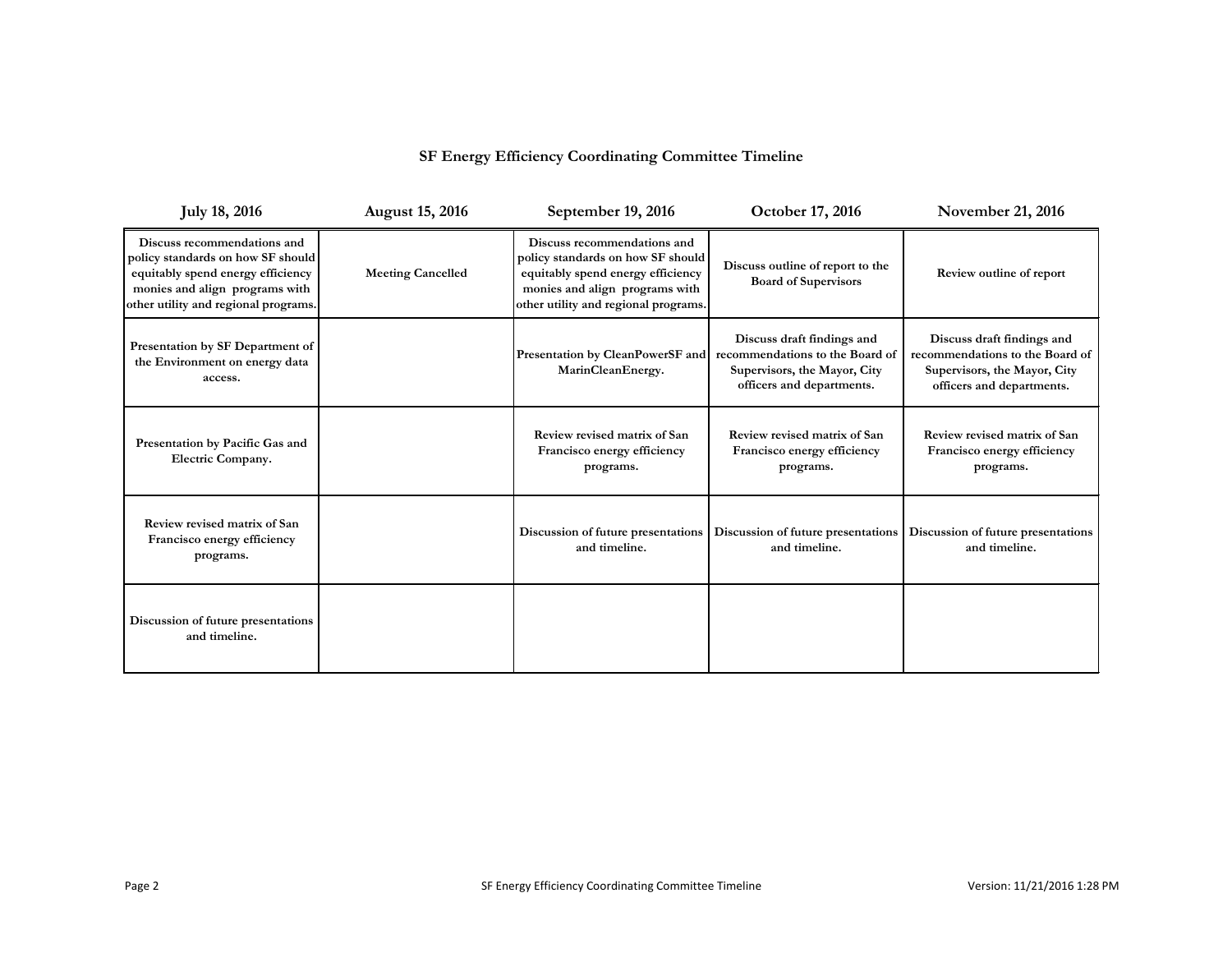# SF Energy Efficiency Coordinating Committee Timeline

| July 18, 2016 | August 15, 2016 | September 19, 2016 | October 17, 2016 | November 21, 2016 |
|---|---|---|---|---|
| Discuss recommendations and policy standards on how SF should equitably spend energy efficiency monies and align programs with other utility and regional programs. | Meeting Cancelled | Discuss recommendations and policy standards on how SF should equitably spend energy efficiency monies and align programs with other utility and regional programs. | Discuss outline of report to the Board of Supervisors | Review outline of report |
| Presentation by SF Department of the Environment on energy data access. | | Presentation by CleanPowerSF and MarinCleanEnergy. | Discuss draft findings and recommendations to the Board of Supervisors, the Mayor, City officers and departments. | Discuss draft findings and recommendations to the Board of Supervisors, the Mayor, City officers and departments. |
| Presentation by Pacific Gas and Electric Company. | | Review revised matrix of San Francisco energy efficiency programs. | Review revised matrix of San Francisco energy efficiency programs. | Review revised matrix of San Francisco energy efficiency programs. |
| Review revised matrix of San Francisco energy efficiency programs. | | Discussion of future presentations and timeline. | Discussion of future presentations and timeline. | Discussion of future presentations and timeline. |
| Discussion of future presentations and timeline. | | | | |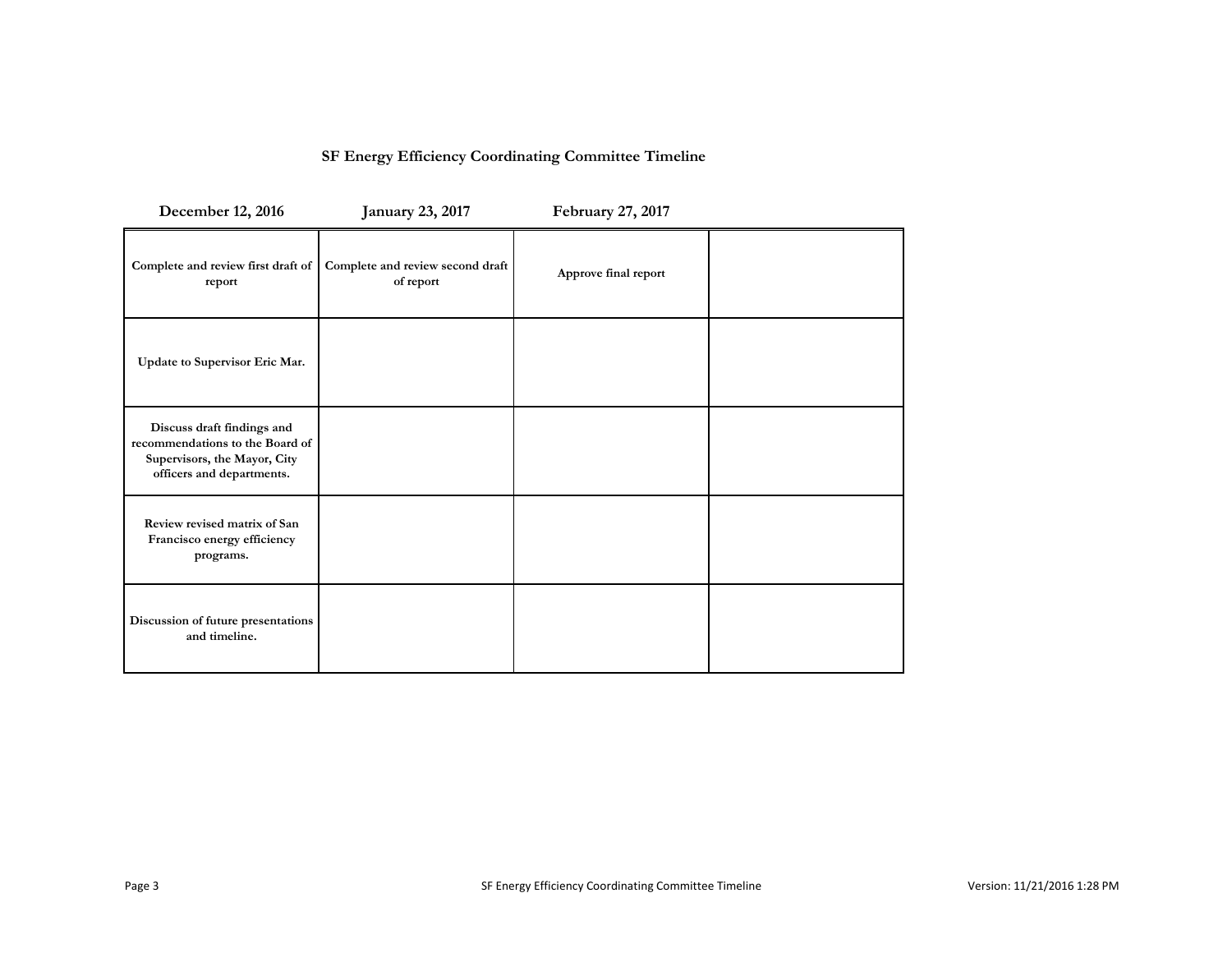## SF Energy Efficiency Coordinating Committee Timeline

| December 12, 2016 | January 23, 2017 | February 27, 2017 | |
|---|---|---|---|
| **Complete and review first draft of report** | **Complete and review second draft of report** | **Approve final report** | |
| **Update to Supervisor Eric Mar.** | | | |
| **Discuss draft findings and recommendations to the Board of Supervisors, the Mayor, City officers and departments.** | | | |
| **Review revised matrix of San Francisco energy efficiency programs.** | | | |
| **Discussion of future presentations and timeline.** | | | |